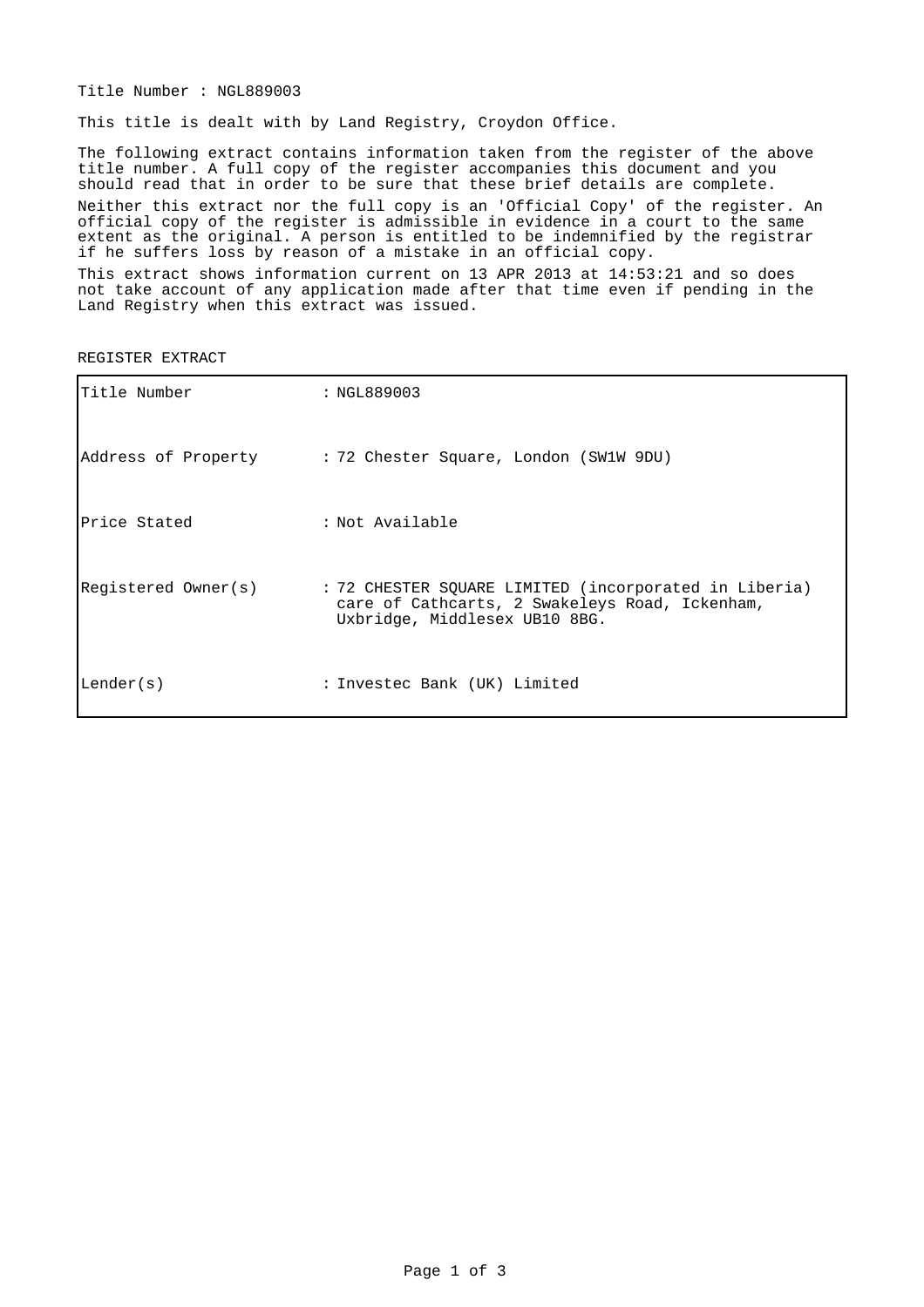Title Number : NGL889003

This title is dealt with by Land Registry, Croydon Office.

The following extract contains information taken from the register of the above title number. A full copy of the register accompanies this document and you should read that in order to be sure that these brief details are complete.

Neither this extract nor the full copy is an 'Official Copy' of the register. An official copy of the register is admissible in evidence in a court to the same extent as the original. A person is entitled to be indemnified by the registrar if he suffers loss by reason of a mistake in an official copy.

This extract shows information current on 13 APR 2013 at 14:53:21 and so does not take account of any application made after that time even if pending in the Land Registry when this extract was issued.

REGISTER EXTRACT

| | |
|---|---|
| Title Number | : NGL889003 |
| Address of Property | : 72 Chester Square, London (SW1W 9DU) |
| Price Stated | : Not Available |
| Registered Owner(s) | : 72 CHESTER SQUARE LIMITED (incorporated in Liberia) care of Cathcarts, 2 Swakeleys Road, Ickenham, Uxbridge, Middlesex UB10 8BG. |
| Lender(s) | : Investec Bank (UK) Limited |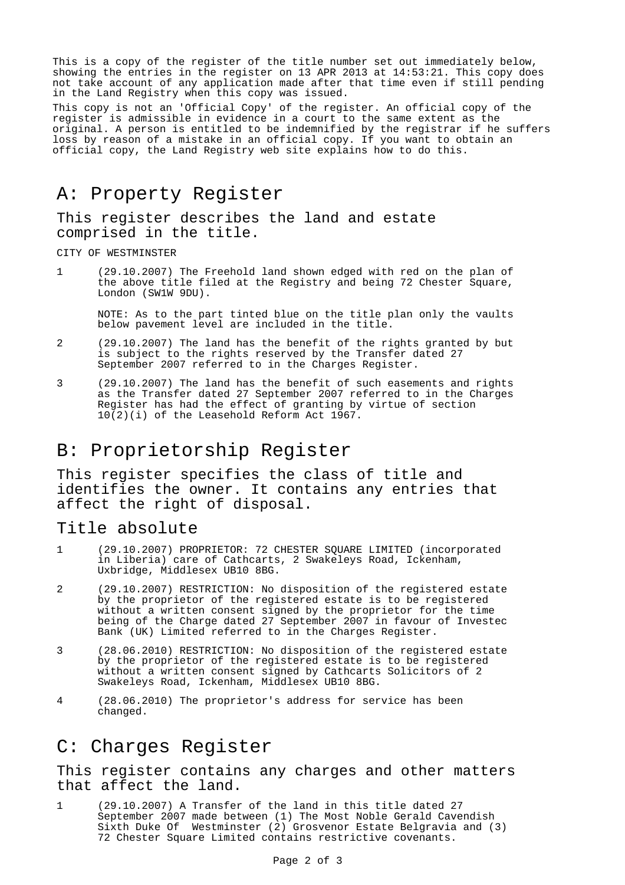This is a copy of the register of the title number set out immediately below, showing the entries in the register on 13 APR 2013 at 14:53:21. This copy does not take account of any application made after that time even if still pending in the Land Registry when this copy was issued.

This copy is not an 'Official Copy' of the register. An official copy of the register is admissible in evidence in a court to the same extent as the original. A person is entitled to be indemnified by the registrar if he suffers loss by reason of a mistake in an official copy. If you want to obtain an official copy, the Land Registry web site explains how to do this.

# A: Property Register

## This register describes the land and estate comprised in the title.

CITY OF WESTMINSTER

1 (29.10.2007) The Freehold land shown edged with red on the plan of the above title filed at the Registry and being 72 Chester Square, London (SW1W 9DU).

NOTE: As to the part tinted blue on the title plan only the vaults below pavement level are included in the title.

2 (29.10.2007) The land has the benefit of the rights granted by but is subject to the rights reserved by the Transfer dated 27 September 2007 referred to in the Charges Register.

3 (29.10.2007) The land has the benefit of such easements and rights as the Transfer dated 27 September 2007 referred to in the Charges Register has had the effect of granting by virtue of section 10(2)(i) of the Leasehold Reform Act 1967.

# B: Proprietorship Register

## This register specifies the class of title and identifies the owner. It contains any entries that affect the right of disposal.

## Title absolute

1 (29.10.2007) PROPRIETOR: 72 CHESTER SQUARE LIMITED (incorporated in Liberia) care of Cathcarts, 2 Swakeleys Road, Ickenham, Uxbridge, Middlesex UB10 8BG.

2 (29.10.2007) RESTRICTION: No disposition of the registered estate by the proprietor of the registered estate is to be registered without a written consent signed by the proprietor for the time being of the Charge dated 27 September 2007 in favour of Investec Bank (UK) Limited referred to in the Charges Register.

3 (28.06.2010) RESTRICTION: No disposition of the registered estate by the proprietor of the registered estate is to be registered without a written consent signed by Cathcarts Solicitors of 2 Swakeleys Road, Ickenham, Middlesex UB10 8BG.

4 (28.06.2010) The proprietor's address for service has been changed.

# C: Charges Register

## This register contains any charges and other matters that affect the land.

1 (29.10.2007) A Transfer of the land in this title dated 27 September 2007 made between (1) The Most Noble Gerald Cavendish Sixth Duke Of Westminster (2) Grosvenor Estate Belgravia and (3) 72 Chester Square Limited contains restrictive covenants.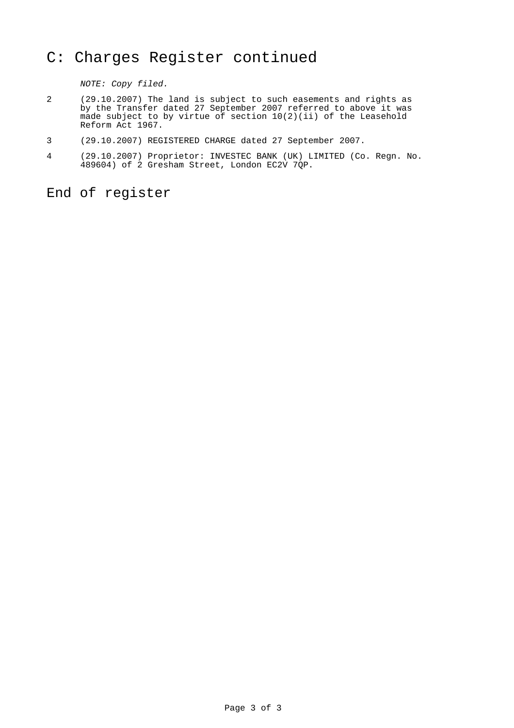# C: Charges Register continued

*NOTE: Copy filed.*

2 (29.10.2007) The land is subject to such easements and rights as by the Transfer dated 27 September 2007 referred to above it was made subject to by virtue of section 10(2)(ii) of the Leasehold Reform Act 1967.

3 (29.10.2007) REGISTERED CHARGE dated 27 September 2007.

4 (29.10.2007) Proprietor: INVESTEC BANK (UK) LIMITED (Co. Regn. No. 489604) of 2 Gresham Street, London EC2V 7QP.

# End of register